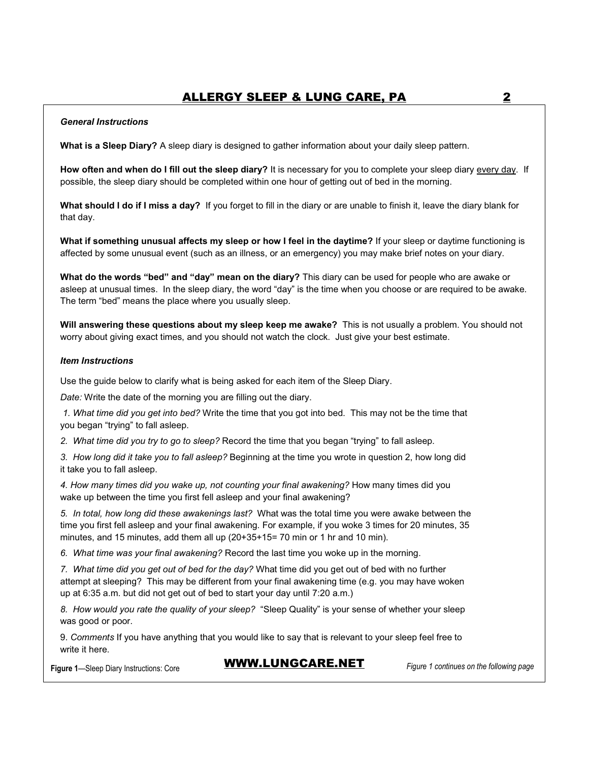***General Instructions***

**What is a Sleep Diary?** A sleep diary is designed to gather information about your daily sleep pattern.

**How often and when do I fill out the sleep diary?** It is necessary for you to complete your sleep diary every day. If possible, the sleep diary should be completed within one hour of getting out of bed in the morning.

**What should I do if I miss a day?** If you forget to fill in the diary or are unable to finish it, leave the diary blank for that day.

**What if something unusual affects my sleep or how I feel in the daytime?** If your sleep or daytime functioning is affected by some unusual event (such as an illness, or an emergency) you may make brief notes on your diary.

**What do the words "bed" and "day" mean on the diary?** This diary can be used for people who are awake or asleep at unusual times. In the sleep diary, the word "day" is the time when you choose or are required to be awake. The term "bed" means the place where you usually sleep.

**Will answering these questions about my sleep keep me awake?** This is not usually a problem. You should not worry about giving exact times, and you should not watch the clock. Just give your best estimate.

***Item Instructions***

Use the guide below to clarify what is being asked for each item of the Sleep Diary.

*Date:* Write the date of the morning you are filling out the diary.

1. *What time did you get into bed?* Write the time that you got into bed. This may not be the time that you began "trying" to fall asleep.

2. *What time did you try to go to sleep?* Record the time that you began "trying" to fall asleep.

3. *How long did it take you to fall asleep?* Beginning at the time you wrote in question 2, how long did it take you to fall asleep.

4. *How many times did you wake up, not counting your final awakening?* How many times did you wake up between the time you first fell asleep and your final awakening?

5. *In total, how long did these awakenings last?* What was the total time you were awake between the time you first fell asleep and your final awakening. For example, if you woke 3 times for 20 minutes, 35 minutes, and 15 minutes, add them all up (20+35+15= 70 min or 1 hr and 10 min).

6. *What time was your final awakening?* Record the last time you woke up in the morning.

7. *What time did you get out of bed for the day?* What time did you get out of bed with no further attempt at sleeping? This may be different from your final awakening time (e.g. you may have woken up at 6:35 a.m. but did not get out of bed to start your day until 7:20 a.m.)

8. *How would you rate the quality of your sleep?* "Sleep Quality" is your sense of whether your sleep was good or poor.

9. *Comments* If you have anything that you would like to say that is relevant to your sleep feel free to write it here.

**Figure 1**—Sleep Diary Instructions: Core

*Figure 1 continues on the following page*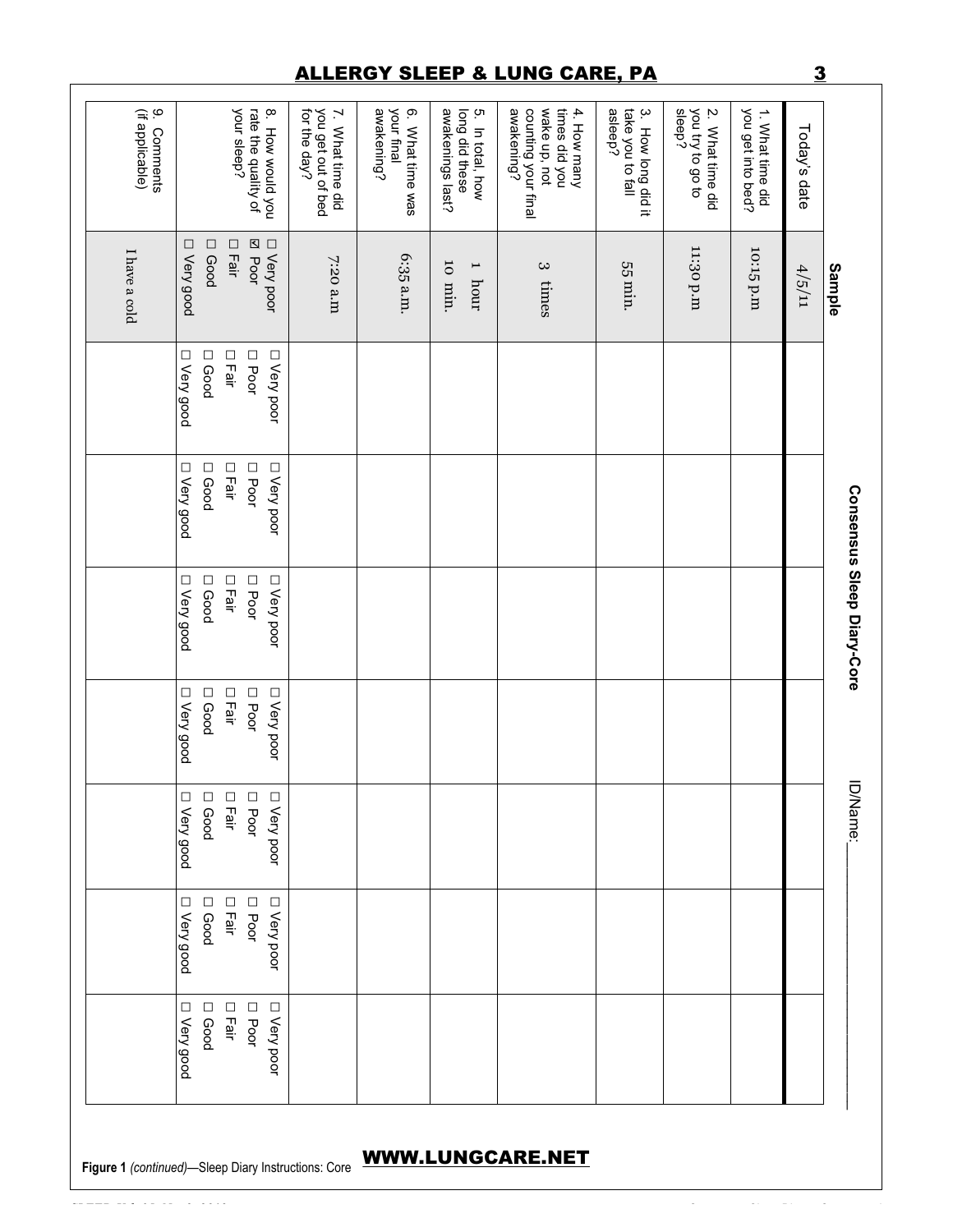# ALLERGY SLEEP & LUNG CARE, PA

## Consensus Sleep Diary-Core

ID/Name:___________________

| | Sample | | | | | | | |
|---|---|---|---|---|---|---|---|---|
| Today's date | 4/5/11 | | | | | | | |
| 1. What time did you get into bed? | 10:15 p.m | | | | | | | |
| 2. What time did you try to go to sleep? | 11:30 p.m | | | | | | | |
| 3. How long did it take you to fall asleep? | 55 min. | | | | | | | |
| 4. How many times did you wake up, not counting your final awakening? | 3 times | | | | | | | |
| 5. In total, how long did these awakenings last? | 1 hour 10 min. | | | | | | | |
| 6. What time was your final awakening? | 6:35 a.m. | | | | | | | |
| 7. What time did you get out of bed for the day? | 7:20 a.m | | | | | | | |
| 8. How would you rate the quality of your sleep? | ☐ Very poor ☒ Poor ☐ Fair ☐ Good ☐ Very good | ☐ Very poor ☐ Poor ☐ Fair ☐ Good ☐ Very good | ☐ Very poor ☐ Poor ☐ Fair ☐ Good ☐ Very good | ☐ Very poor ☐ Poor ☐ Fair ☐ Good ☐ Very good | ☐ Very poor ☐ Poor ☐ Fair ☐ Good ☐ Very good | ☐ Very poor ☐ Poor ☐ Fair ☐ Good ☐ Very good | ☐ Very poor ☐ Poor ☐ Fair ☐ Good ☐ Very good | ☐ Very poor ☐ Poor ☐ Fair ☐ Good ☐ Very good |
| 9. Comments (if applicable) | I have a cold | | | | | | | |

**Figure 1** *(continued)*—Sleep Diary Instructions: Core

WWW.LUNGCARE.NET